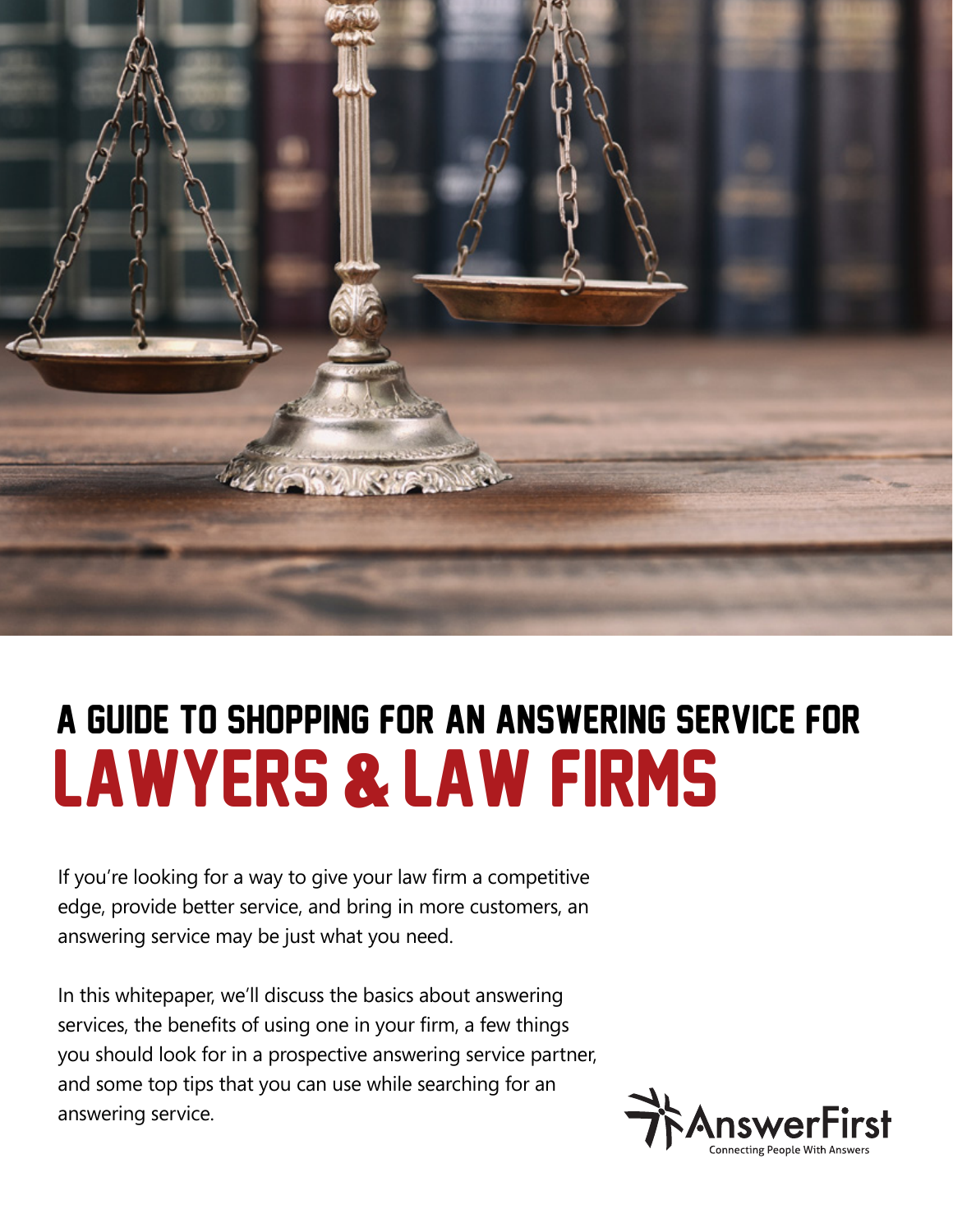# A GUIDE TO SHOPPING FOR AN ANSWERING SERVICE FOR LAWYERS & LAW FIRMS

If you're looking for a way to give your law firm a competitive edge, provide better service, and bring in more customers, an answering service may be just what you need.

In this whitepaper, we'll discuss the basics about answering services, the benefits of using one in your firm, a few things you should look for in a prospective answering service partner, and some top tips that you can use while searching for an answering service.

AnswerFirst
Connecting People With Answers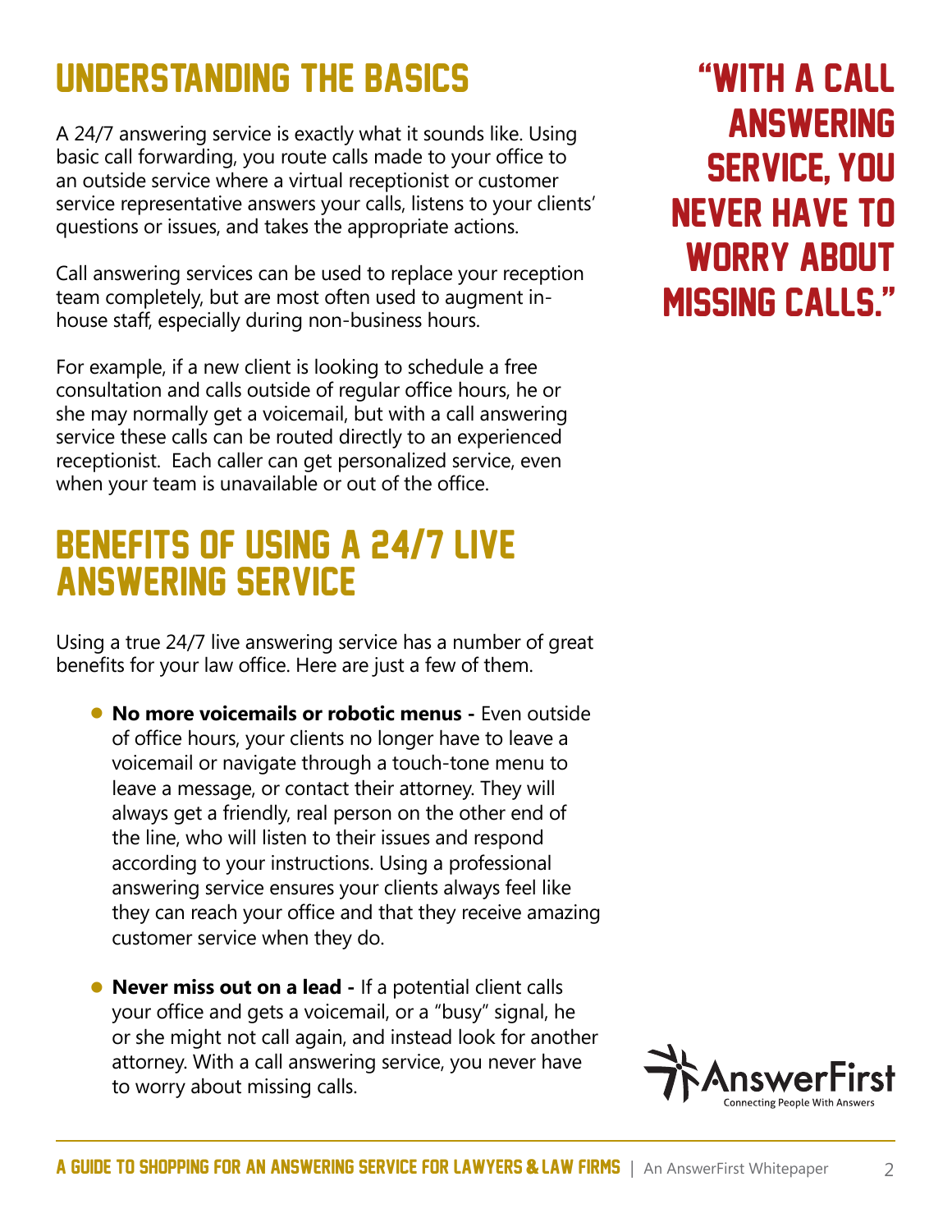## UNDERSTANDING THE BASICS

A 24/7 answering service is exactly what it sounds like. Using basic call forwarding, you route calls made to your office to an outside service where a virtual receptionist or customer service representative answers your calls, listens to your clients' questions or issues, and takes the appropriate actions.

Call answering services can be used to replace your reception team completely, but are most often used to augment in-house staff, especially during non-business hours.

For example, if a new client is looking to schedule a free consultation and calls outside of regular office hours, he or she may normally get a voicemail, but with a call answering service these calls can be routed directly to an experienced receptionist. Each caller can get personalized service, even when your team is unavailable or out of the office.

> "WITH A CALL ANSWERING SERVICE, YOU NEVER HAVE TO WORRY ABOUT MISSING CALLS."

## BENEFITS OF USING A 24/7 LIVE ANSWERING SERVICE

Using a true 24/7 live answering service has a number of great benefits for your law office. Here are just a few of them.

- **No more voicemails or robotic menus -** Even outside of office hours, your clients no longer have to leave a voicemail or navigate through a touch-tone menu to leave a message, or contact their attorney. They will always get a friendly, real person on the other end of the line, who will listen to their issues and respond according to your instructions. Using a professional answering service ensures your clients always feel like they can reach your office and that they receive amazing customer service when they do.

- **Never miss out on a lead -** If a potential client calls your office and gets a voicemail, or a "busy" signal, he or she might not call again, and instead look for another attorney. With a call answering service, you never have to worry about missing calls.

AnswerFirst
Connecting People With Answers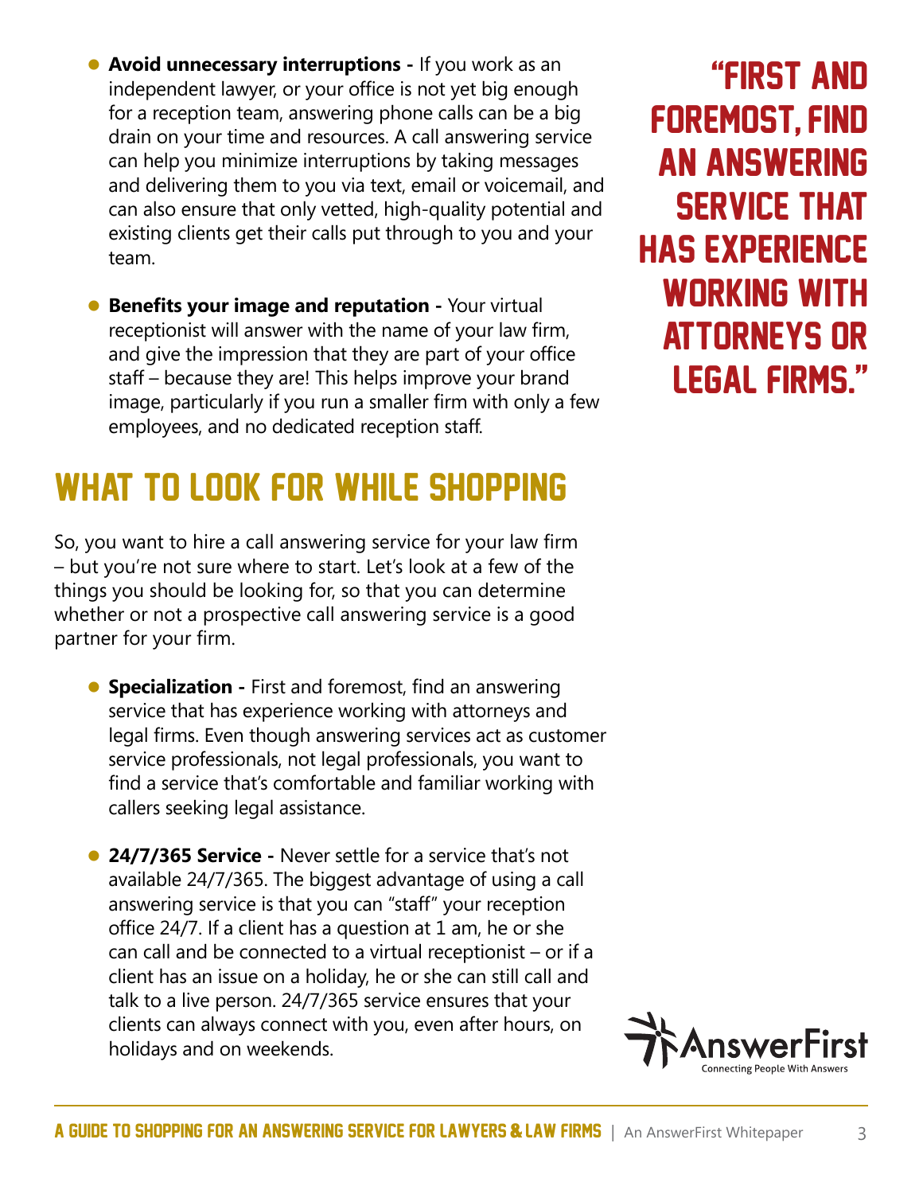- **Avoid unnecessary interruptions -** If you work as an independent lawyer, or your office is not yet big enough for a reception team, answering phone calls can be a big drain on your time and resources. A call answering service can help you minimize interruptions by taking messages and delivering them to you via text, email or voicemail, and can also ensure that only vetted, high-quality potential and existing clients get their calls put through to you and your team.

- **Benefits your image and reputation -** Your virtual receptionist will answer with the name of your law firm, and give the impression that they are part of your office staff – because they are! This helps improve your brand image, particularly if you run a smaller firm with only a few employees, and no dedicated reception staff.

> "FIRST AND FOREMOST, FIND AN ANSWERING SERVICE THAT HAS EXPERIENCE WORKING WITH ATTORNEYS OR LEGAL FIRMS."

## WHAT TO LOOK FOR WHILE SHOPPING

So, you want to hire a call answering service for your law firm – but you're not sure where to start. Let's look at a few of the things you should be looking for, so that you can determine whether or not a prospective call answering service is a good partner for your firm.

- **Specialization -** First and foremost, find an answering service that has experience working with attorneys and legal firms. Even though answering services act as customer service professionals, not legal professionals, you want to find a service that's comfortable and familiar working with callers seeking legal assistance.

- **24/7/365 Service -** Never settle for a service that's not available 24/7/365. The biggest advantage of using a call answering service is that you can "staff" your reception office 24/7. If a client has a question at 1 am, he or she can call and be connected to a virtual receptionist – or if a client has an issue on a holiday, he or she can still call and talk to a live person. 24/7/365 service ensures that your clients can always connect with you, even after hours, on holidays and on weekends.

AnswerFirst
Connecting People With Answers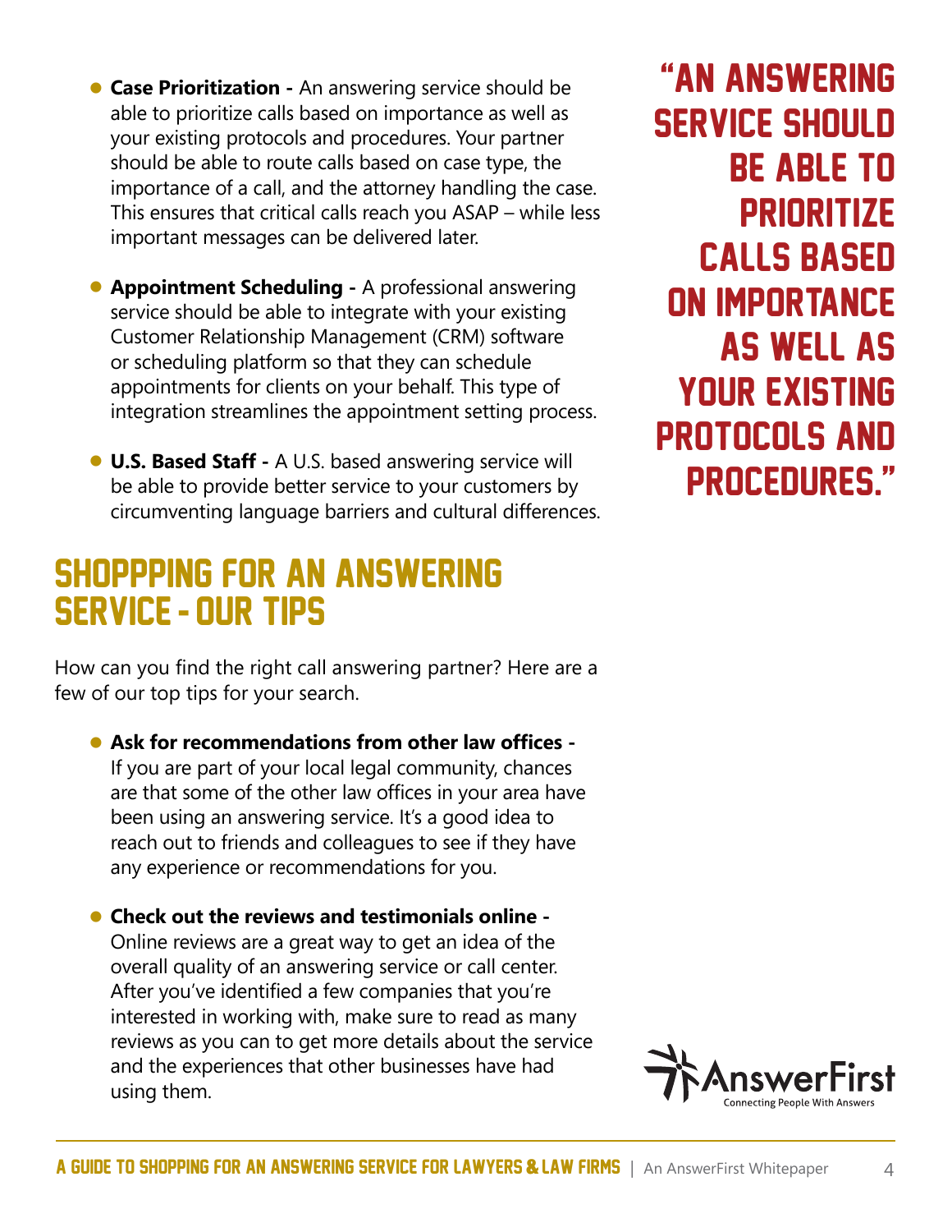- **Case Prioritization -** An answering service should be able to prioritize calls based on importance as well as your existing protocols and procedures. Your partner should be able to route calls based on case type, the importance of a call, and the attorney handling the case. This ensures that critical calls reach you ASAP – while less important messages can be delivered later.

- **Appointment Scheduling -** A professional answering service should be able to integrate with your existing Customer Relationship Management (CRM) software or scheduling platform so that they can schedule appointments for clients on your behalf. This type of integration streamlines the appointment setting process.

- **U.S. Based Staff -** A U.S. based answering service will be able to provide better service to your customers by circumventing language barriers and cultural differences.

"AN ANSWERING SERVICE SHOULD BE ABLE TO PRIORITIZE CALLS BASED ON IMPORTANCE AS WELL AS YOUR EXISTING PROTOCOLS AND PROCEDURES."

## SHOPPPING FOR AN ANSWERING SERVICE - OUR TIPS

How can you find the right call answering partner? Here are a few of our top tips for your search.

- **Ask for recommendations from other law offices -** If you are part of your local legal community, chances are that some of the other law offices in your area have been using an answering service. It's a good idea to reach out to friends and colleagues to see if they have any experience or recommendations for you.

- **Check out the reviews and testimonials online -** Online reviews are a great way to get an idea of the overall quality of an answering service or call center. After you've identified a few companies that you're interested in working with, make sure to read as many reviews as you can to get more details about the service and the experiences that other businesses have had using them.

AnswerFirst
Connecting People With Answers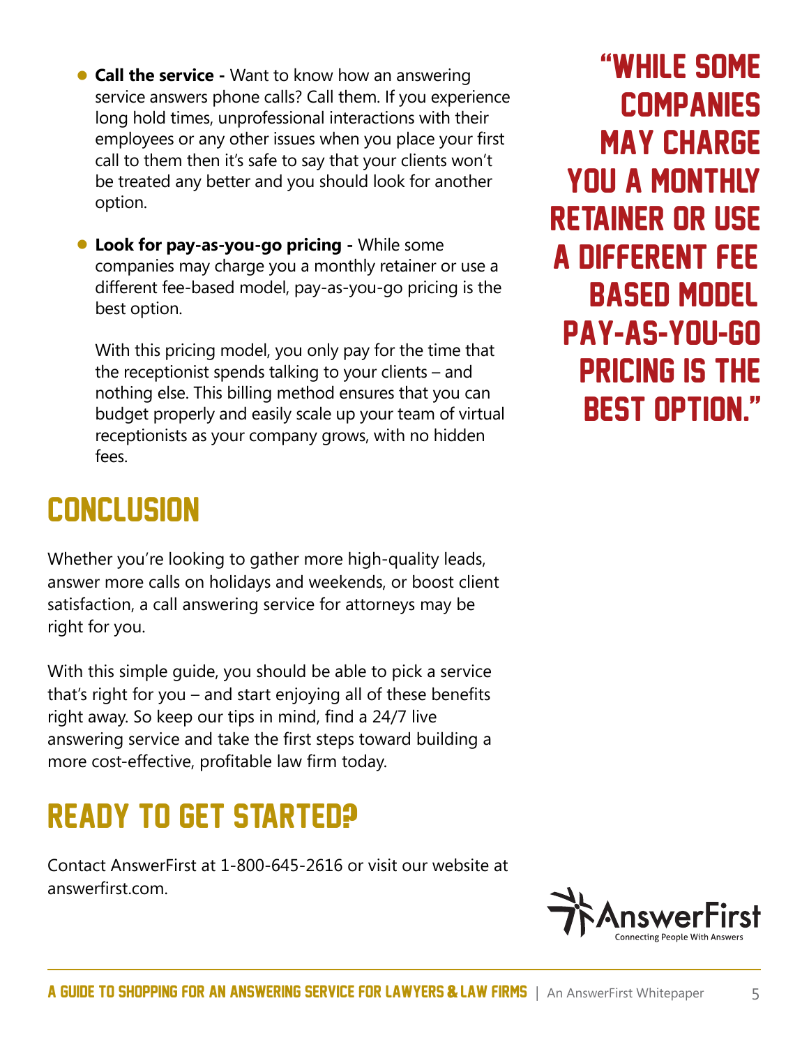- **Call the service -** Want to know how an answering service answers phone calls? Call them. If you experience long hold times, unprofessional interactions with their employees or any other issues when you place your first call to them then it's safe to say that your clients won't be treated any better and you should look for another option.

- **Look for pay-as-you-go pricing -** While some companies may charge you a monthly retainer or use a different fee-based model, pay-as-you-go pricing is the best option.

  With this pricing model, you only pay for the time that the receptionist spends talking to your clients – and nothing else. This billing method ensures that you can budget properly and easily scale up your team of virtual receptionists as your company grows, with no hidden fees.

> "WHILE SOME COMPANIES MAY CHARGE YOU A MONTHLY RETAINER OR USE A DIFFERENT FEE BASED MODEL PAY-AS-YOU-GO PRICING IS THE BEST OPTION."

## CONCLUSION

Whether you're looking to gather more high-quality leads, answer more calls on holidays and weekends, or boost client satisfaction, a call answering service for attorneys may be right for you.

With this simple guide, you should be able to pick a service that's right for you – and start enjoying all of these benefits right away. So keep our tips in mind, find a 24/7 live answering service and take the first steps toward building a more cost-effective, profitable law firm today.

## READY TO GET STARTED?

Contact AnswerFirst at 1-800-645-2616 or visit our website at answerfirst.com.

AnswerFirst
Connecting People With Answers